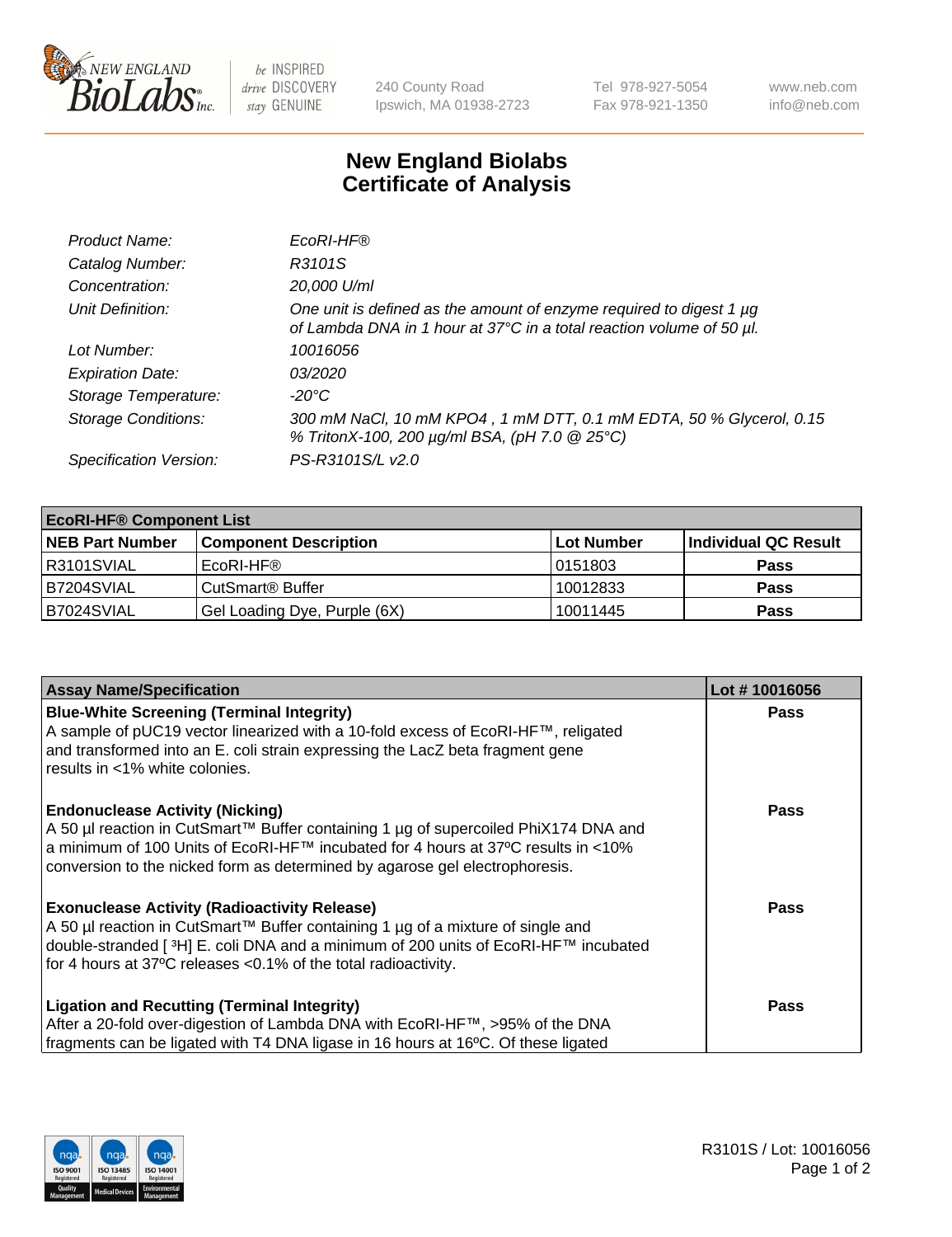# New England Biolabs Certificate of Analysis

| | |
|---|---|
| *Product Name:* | *EcoRI-HF®* |
| *Catalog Number:* | *R3101S* |
| *Concentration:* | *20,000 U/ml* |
| *Unit Definition:* | *One unit is defined as the amount of enzyme required to digest 1 µg of Lambda DNA in 1 hour at 37°C in a total reaction volume of 50 µl.* |
| *Lot Number:* | *10016056* |
| *Expiration Date:* | *03/2020* |
| *Storage Temperature:* | *-20°C* |
| *Storage Conditions:* | *300 mM NaCl, 10 mM KPO4 , 1 mM DTT, 0.1 mM EDTA, 50 % Glycerol, 0.15 % TritonX-100, 200 µg/ml BSA, (pH 7.0 @ 25°C)* |
| *Specification Version:* | *PS-R3101S/L v2.0* |

| **EcoRI-HF® Component List** | | | |
|---|---|---|---|
| **NEB Part Number** | **Component Description** | **Lot Number** | **Individual QC Result** |
| R3101SVIAL | EcoRI-HF® | 0151803 | **Pass** |
| B7204SVIAL | CutSmart® Buffer | 10012833 | **Pass** |
| B7024SVIAL | Gel Loading Dye, Purple (6X) | 10011445 | **Pass** |

| **Assay Name/Specification** | **Lot # 10016056** |
|---|---|
| **Blue-White Screening (Terminal Integrity)** A sample of pUC19 vector linearized with a 10-fold excess of EcoRI-HF™, religated and transformed into an E. coli strain expressing the LacZ beta fragment gene results in <1% white colonies. | **Pass** |
| **Endonuclease Activity (Nicking)** A 50 µl reaction in CutSmart™ Buffer containing 1 µg of supercoiled PhiX174 DNA and a minimum of 100 Units of EcoRI-HF™ incubated for 4 hours at 37ºC results in <10% conversion to the nicked form as determined by agarose gel electrophoresis. | **Pass** |
| **Exonuclease Activity (Radioactivity Release)** A 50 µl reaction in CutSmart™ Buffer containing 1 µg of a mixture of single and double-stranded [ $^{3}$H] E. coli DNA and a minimum of 200 units of EcoRI-HF™ incubated for 4 hours at 37ºC releases <0.1% of the total radioactivity. | **Pass** |
| **Ligation and Recutting (Terminal Integrity)** After a 20-fold over-digestion of Lambda DNA with EcoRI-HF™, >95% of the DNA fragments can be ligated with T4 DNA ligase in 16 hours at 16ºC. Of these ligated | **Pass** |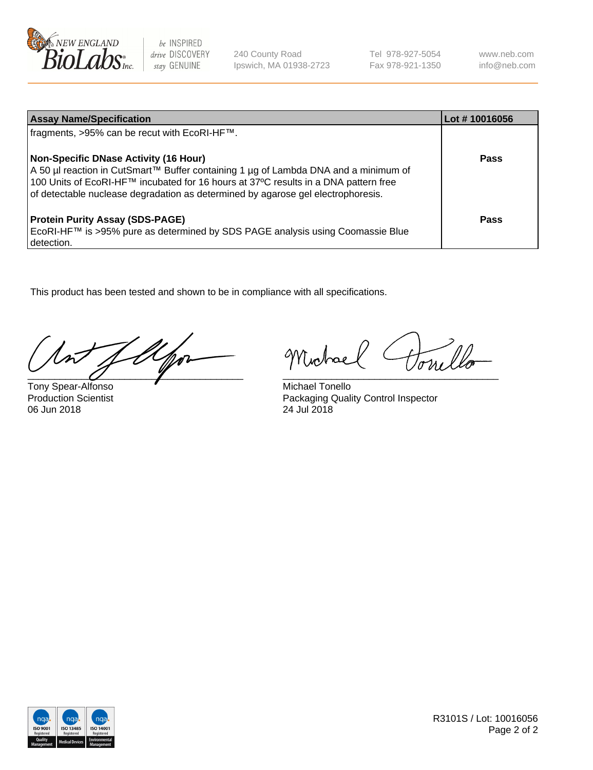| Assay Name/Specification | Lot # 10016056 |
| --- | --- |
| fragments, >95% can be recut with EcoRI-HF™. | |
| **Non-Specific DNase Activity (16 Hour)**<br>A 50 µl reaction in CutSmart™ Buffer containing 1 µg of Lambda DNA and a minimum of 100 Units of EcoRI-HF™ incubated for 16 hours at 37ºC results in a DNA pattern free of detectable nuclease degradation as determined by agarose gel electrophoresis. | **Pass** |
| **Protein Purity Assay (SDS-PAGE)**<br>EcoRI-HF™ is >95% pure as determined by SDS PAGE analysis using Coomassie Blue detection. | **Pass** |

This product has been tested and shown to be in compliance with all specifications.

Tony Spear-Alfonso
Production Scientist
06 Jun 2018

Michael Tonello
Packaging Quality Control Inspector
24 Jul 2018

R3101S / Lot: 10016056